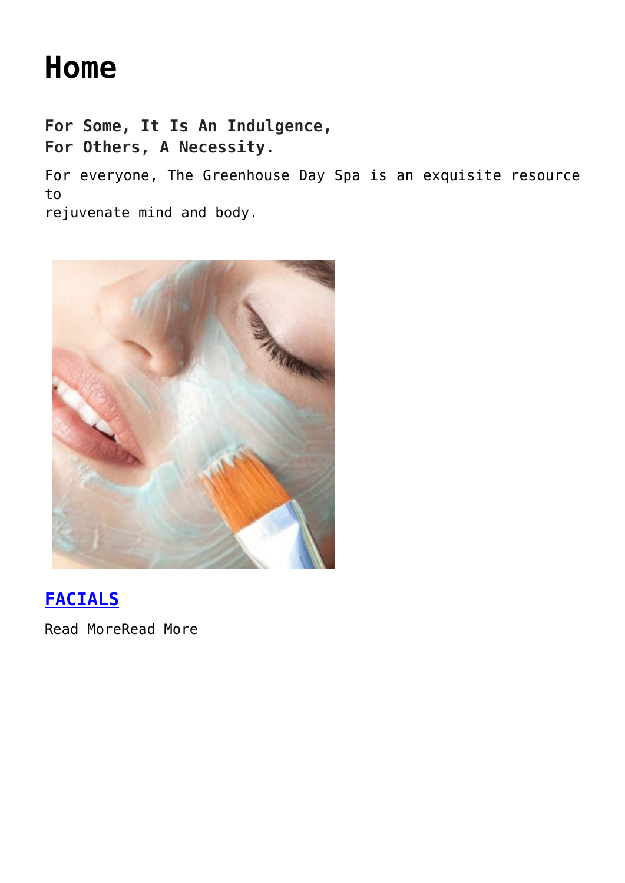# Home

**For Some, It Is An Indulgence,**
**For Others, A Necessity.**

For everyone, The Greenhouse Day Spa is an exquisite resource to
rejuvenate mind and body.

## FACIALS

Read MoreRead More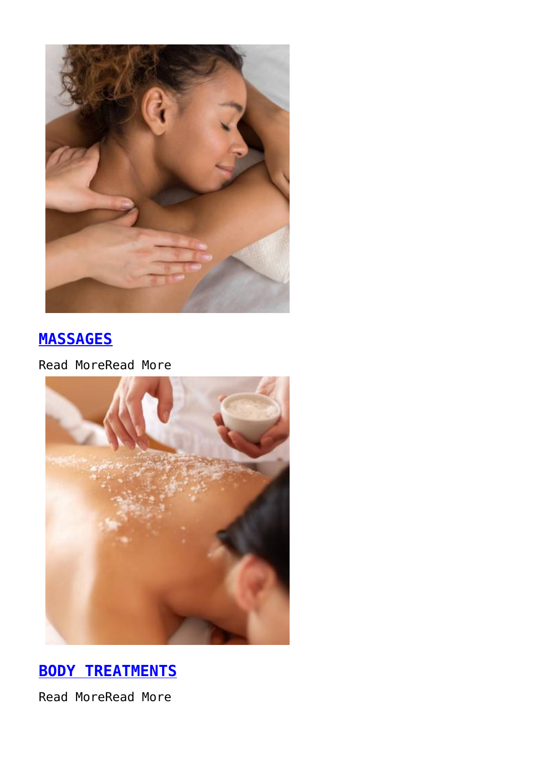## [MASSAGES]

Read MoreRead More

## [BODY TREATMENTS]

Read MoreRead More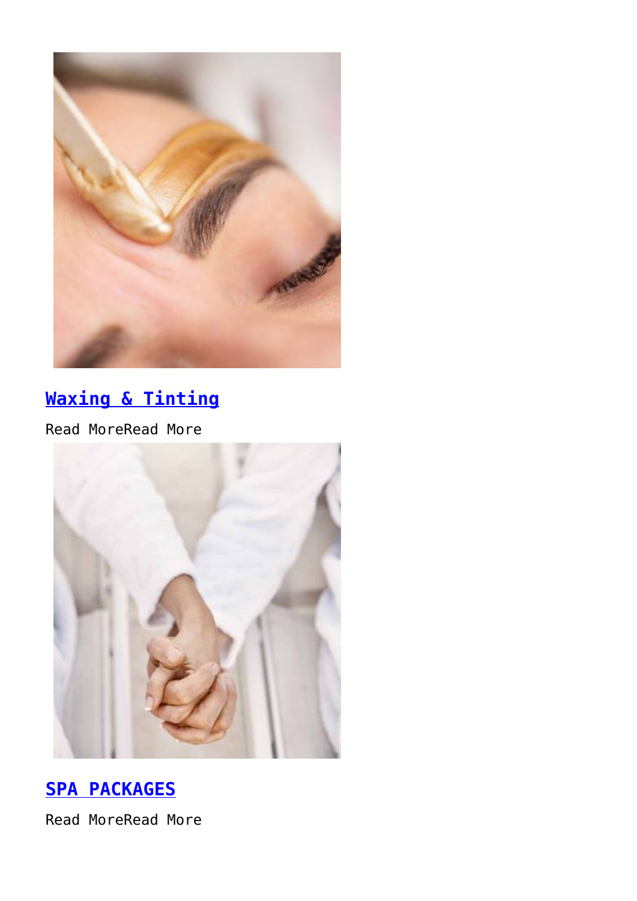## Waxing & Tinting

Read MoreRead More

## SPA PACKAGES

Read MoreRead More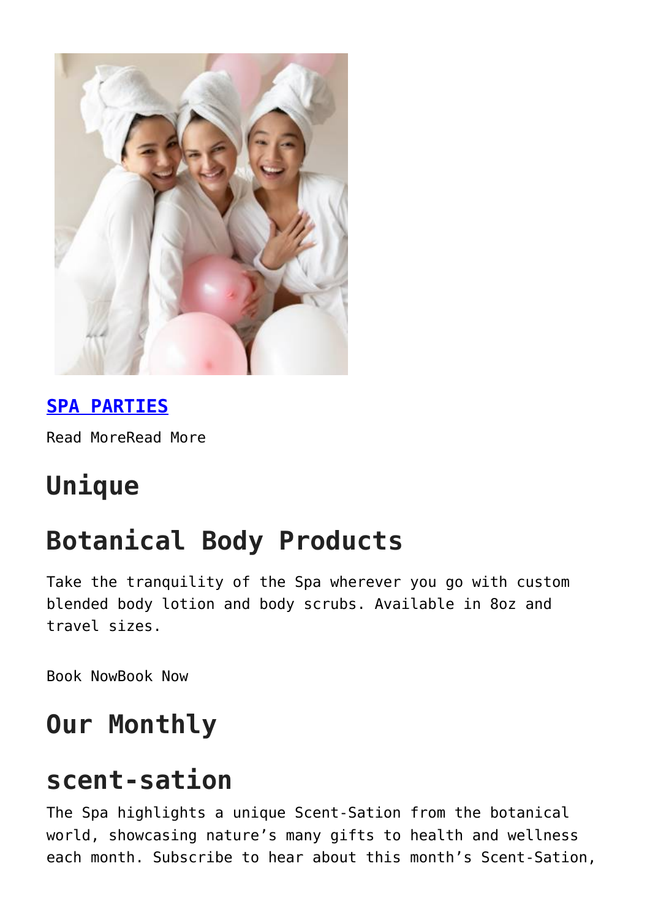[**SPA PARTIES**]()

Read MoreRead More

## Unique

## Botanical Body Products

Take the tranquility of the Spa wherever you go with custom blended body lotion and body scrubs. Available in 8oz and travel sizes.

Book NowBook Now

## Our Monthly

## scent-sation

The Spa highlights a unique Scent-Sation from the botanical world, showcasing nature's many gifts to health and wellness each month. Subscribe to hear about this month's Scent-Sation,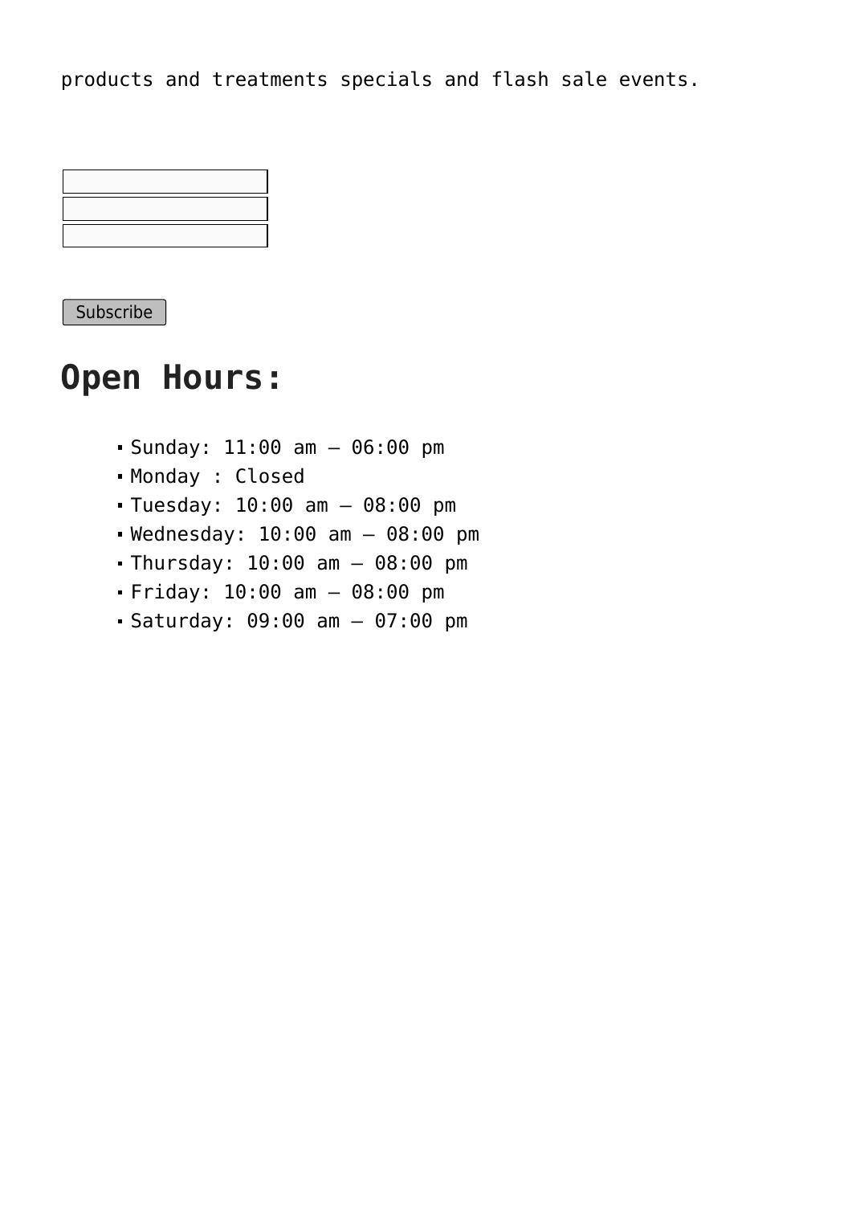products and treatments specials and flash sale events.

Subscribe

## Open Hours:

- Sunday: 11:00 am – 06:00 pm
- Monday : Closed
- Tuesday: 10:00 am – 08:00 pm
- Wednesday: 10:00 am – 08:00 pm
- Thursday: 10:00 am – 08:00 pm
- Friday: 10:00 am – 08:00 pm
- Saturday: 09:00 am – 07:00 pm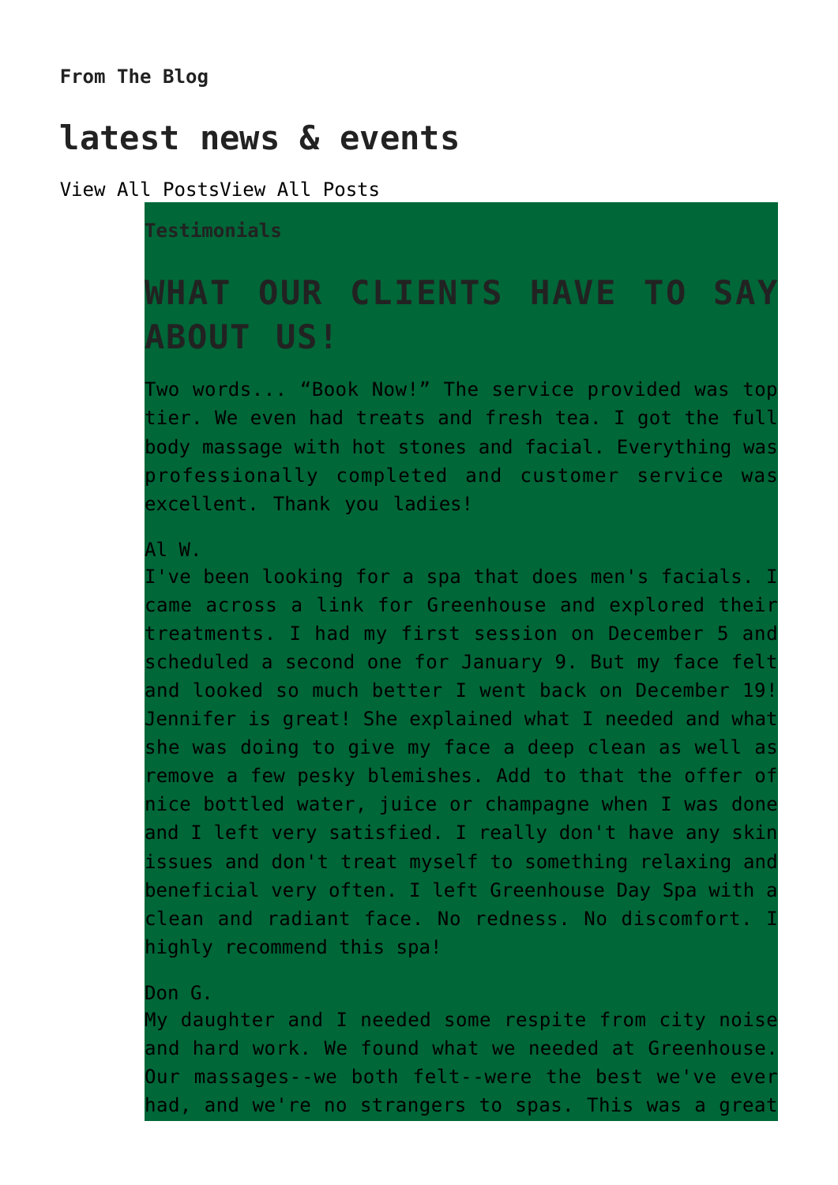**From The Blog**

# latest news & events

View All PostsView All Posts

**Testimonials**

## WHAT OUR CLIENTS HAVE TO SAY ABOUT US!

Two words... “Book Now!” The service provided was top tier. We even had treats and fresh tea. I got the full body massage with hot stones and facial. Everything was professionally completed and customer service was excellent. Thank you ladies!

Al W.

I've been looking for a spa that does men's facials. I came across a link for Greenhouse and explored their treatments. I had my first session on December 5 and scheduled a second one for January 9. But my face felt and looked so much better I went back on December 19! Jennifer is great! She explained what I needed and what she was doing to give my face a deep clean as well as remove a few pesky blemishes. Add to that the offer of nice bottled water, juice or champagne when I was done and I left very satisfied. I really don't have any skin issues and don't treat myself to something relaxing and beneficial very often. I left Greenhouse Day Spa with a clean and radiant face. No redness. No discomfort. I highly recommend this spa!

Don G.

My daughter and I needed some respite from city noise and hard work. We found what we needed at Greenhouse. Our massages--we both felt--were the best we've ever had, and we're no strangers to spas. This was a great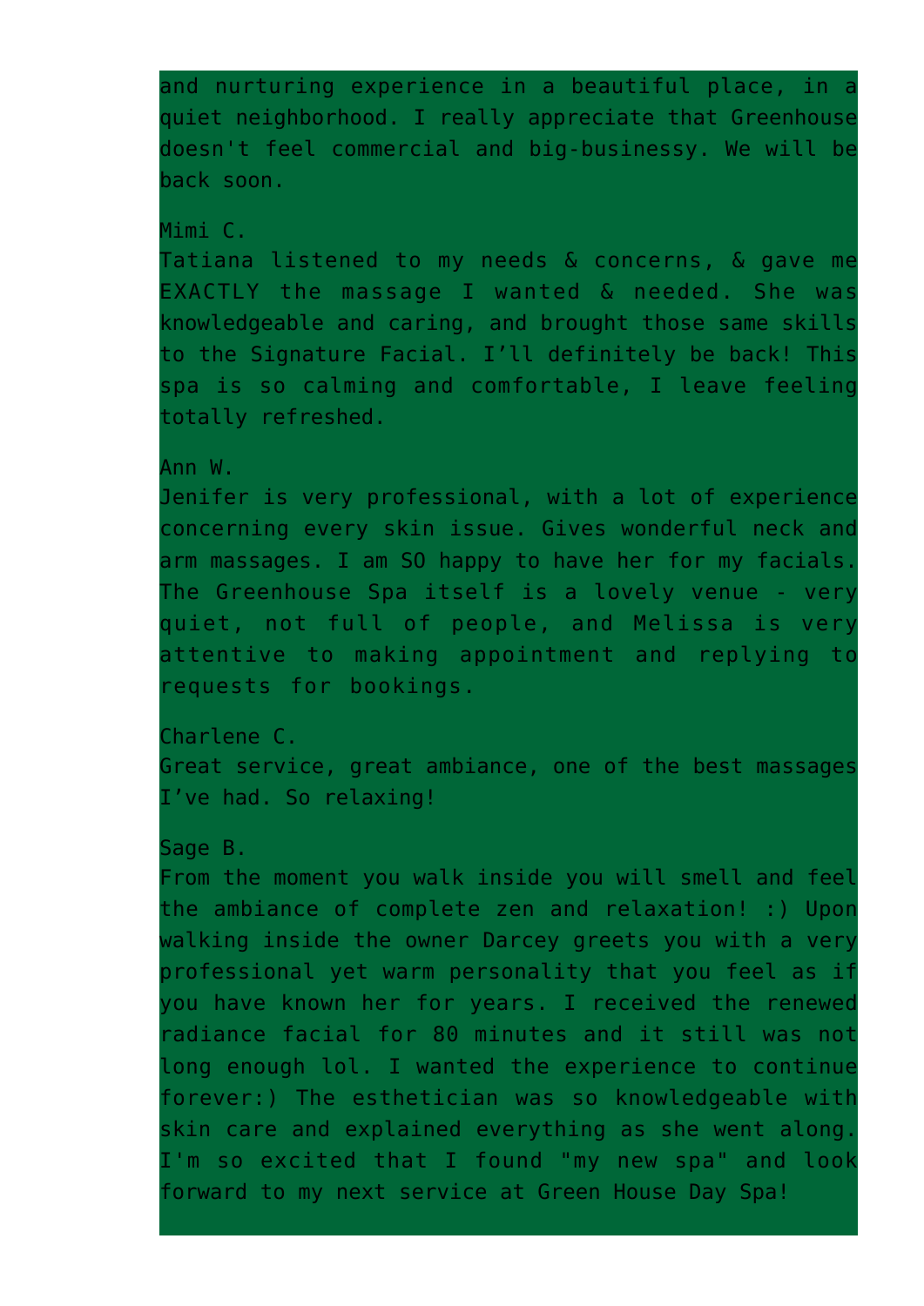and nurturing experience in a beautiful place, in a quiet neighborhood. I really appreciate that Greenhouse doesn't feel commercial and big-businessy. We will be back soon.

Mimi C.
Tatiana listened to my needs & concerns, & gave me EXACTLY the massage I wanted & needed. She was knowledgeable and caring, and brought those same skills to the Signature Facial. I'll definitely be back! This spa is so calming and comfortable, I leave feeling totally refreshed.

Ann W.
Jenifer is very professional, with a lot of experience concerning every skin issue. Gives wonderful neck and arm massages. I am SO happy to have her for my facials. The Greenhouse Spa itself is a lovely venue - very quiet, not full of people, and Melissa is very attentive to making appointment and replying to requests for bookings.

Charlene C.
Great service, great ambiance, one of the best massages I've had. So relaxing!

Sage B.
From the moment you walk inside you will smell and feel the ambiance of complete zen and relaxation! :) Upon walking inside the owner Darcey greets you with a very professional yet warm personality that you feel as if you have known her for years. I received the renewed radiance facial for 80 minutes and it still was not long enough lol. I wanted the experience to continue forever:) The esthetician was so knowledgeable with skin care and explained everything as she went along. I'm so excited that I found "my new spa" and look forward to my next service at Green House Day Spa!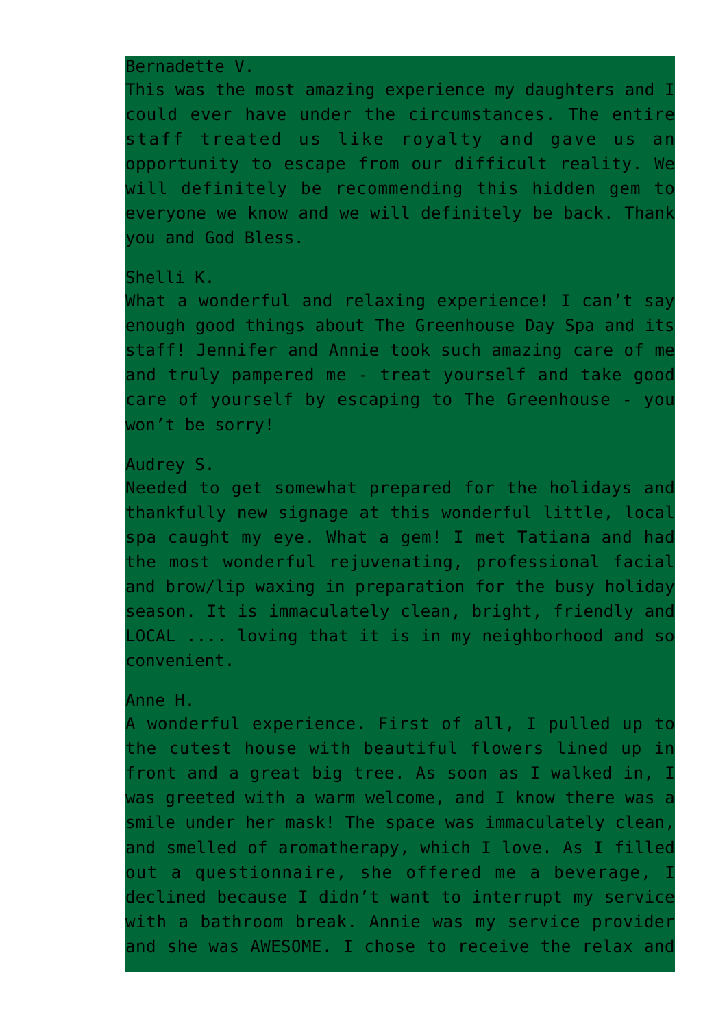Bernadette V.

This was the most amazing experience my daughters and I could ever have under the circumstances. The entire staff treated us like royalty and gave us an opportunity to escape from our difficult reality. We will definitely be recommending this hidden gem to everyone we know and we will definitely be back. Thank you and God Bless.

Shelli K.

What a wonderful and relaxing experience! I can’t say enough good things about The Greenhouse Day Spa and its staff! Jennifer and Annie took such amazing care of me and truly pampered me - treat yourself and take good care of yourself by escaping to The Greenhouse - you won’t be sorry!

Audrey S.

Needed to get somewhat prepared for the holidays and thankfully new signage at this wonderful little, local spa caught my eye. What a gem! I met Tatiana and had the most wonderful rejuvenating, professional facial and brow/lip waxing in preparation for the busy holiday season. It is immaculately clean, bright, friendly and LOCAL .... loving that it is in my neighborhood and so convenient.

Anne H.

A wonderful experience. First of all, I pulled up to the cutest house with beautiful flowers lined up in front and a great big tree. As soon as I walked in, I was greeted with a warm welcome, and I know there was a smile under her mask! The space was immaculately clean, and smelled of aromatherapy, which I love. As I filled out a questionnaire, she offered me a beverage, I declined because I didn’t want to interrupt my service with a bathroom break. Annie was my service provider and she was AWESOME. I chose to receive the relax and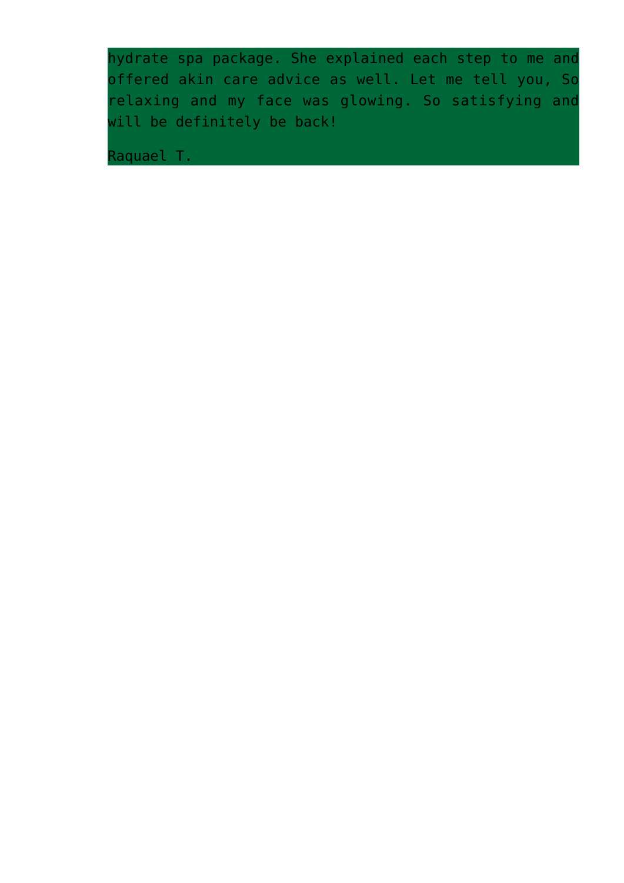hydrate spa package. She explained each step to me and offered akin care advice as well. Let me tell you, So relaxing and my face was glowing. So satisfying and will be definitely be back!

Raquael T.